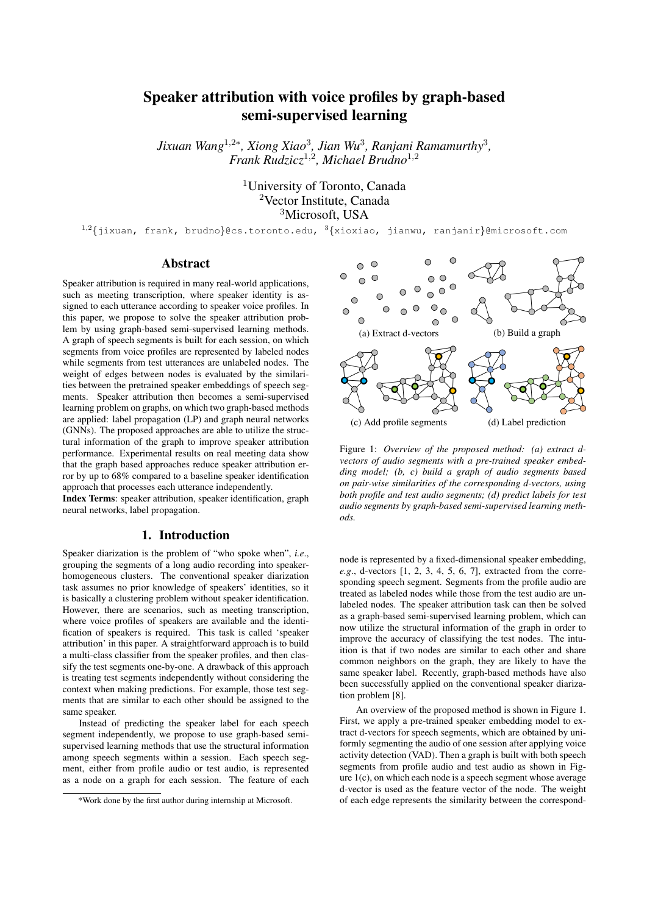# Speaker attribution with voice profiles by graph-based semi-supervised learning

*Jixuan Wang[1,2*], Xiong Xiao[3], Jian Wu[3], Ranjani Ramamurthy[3], Frank Rudzicz[1,2], Michael Brudno[1,2]*

[1]University of Toronto, Canada
[2]Vector Institute, Canada
[3]Microsoft, USA

[1,2]{jixuan, frank, brudno}@cs.toronto.edu, [3]{xioxiao, jianwu, ranjanir}@microsoft.com

## Abstract

Speaker attribution is required in many real-world applications, such as meeting transcription, where speaker identity is assigned to each utterance according to speaker voice profiles. In this paper, we propose to solve the speaker attribution problem by using graph-based semi-supervised learning methods. A graph of speech segments is built for each session, on which segments from voice profiles are represented by labeled nodes while segments from test utterances are unlabeled nodes. The weight of edges between nodes is evaluated by the similarities between the pretrained speaker embeddings of speech segments. Speaker attribution then becomes a semi-supervised learning problem on graphs, on which two graph-based methods are applied: label propagation (LP) and graph neural networks (GNNs). The proposed approaches are able to utilize the structural information of the graph to improve speaker attribution performance. Experimental results on real meeting data show that the graph based approaches reduce speaker attribution error by up to 68% compared to a baseline speaker identification approach that processes each utterance independently.

**Index Terms**: speaker attribution, speaker identification, graph neural networks, label propagation.

## 1. Introduction

Speaker diarization is the problem of "who spoke when", *i.e.*, grouping the segments of a long audio recording into speaker-homogeneous clusters. The conventional speaker diarization task assumes no prior knowledge of speakers' identities, so it is basically a clustering problem without speaker identification. However, there are scenarios, such as meeting transcription, where voice profiles of speakers are available and the identification of speakers is required. This task is called 'speaker attribution' in this paper. A straightforward approach is to build a multi-class classifier from the speaker profiles, and then classify the test segments one-by-one. A drawback of this approach is treating test segments independently without considering the context when making predictions. For example, those test segments that are similar to each other should be assigned to the same speaker.

Instead of predicting the speaker label for each speech segment independently, we propose to use graph-based semi-supervised learning methods that use the structural information among speech segments within a session. Each speech segment, either from profile audio or test audio, is represented as a node on a graph for each session. The feature of each node is represented by a fixed-dimensional speaker embedding, *e.g.*, d-vectors [1, 2, 3, 4, 5, 6, 7], extracted from the corresponding speech segment. Segments from the profile audio are treated as labeled nodes while those from the test audio are unlabeled nodes. The speaker attribution task can then be solved as a graph-based semi-supervised learning problem, which can now utilize the structural information of the graph in order to improve the accuracy of classifying the test nodes. The intuition is that if two nodes are similar to each other and share common neighbors on the graph, they are likely to have the same speaker label. Recently, graph-based methods have also been successfully applied on the conventional speaker diarization problem [8].

(a) Extract d-vectors (b) Build a graph (c) Add profile segments (d) Label prediction

Figure 1: *Overview of the proposed method: (a) extract d-vectors of audio segments with a pre-trained speaker embedding model; (b, c) build a graph of audio segments based on pair-wise similarities of the corresponding d-vectors, using both profile and test audio segments; (d) predict labels for test audio segments by graph-based semi-supervised learning methods.*

An overview of the proposed method is shown in Figure 1. First, we apply a pre-trained speaker embedding model to extract d-vectors for speech segments, which are obtained by uniformly segmenting the audio of one session after applying voice activity detection (VAD). Then a graph is built with both speech segments from profile audio and test audio as shown in Figure 1(c), on which each node is a speech segment whose average d-vector is used as the feature vector of the node. The weight of each edge represents the similarity between the correspond-

*Work done by the first author during internship at Microsoft.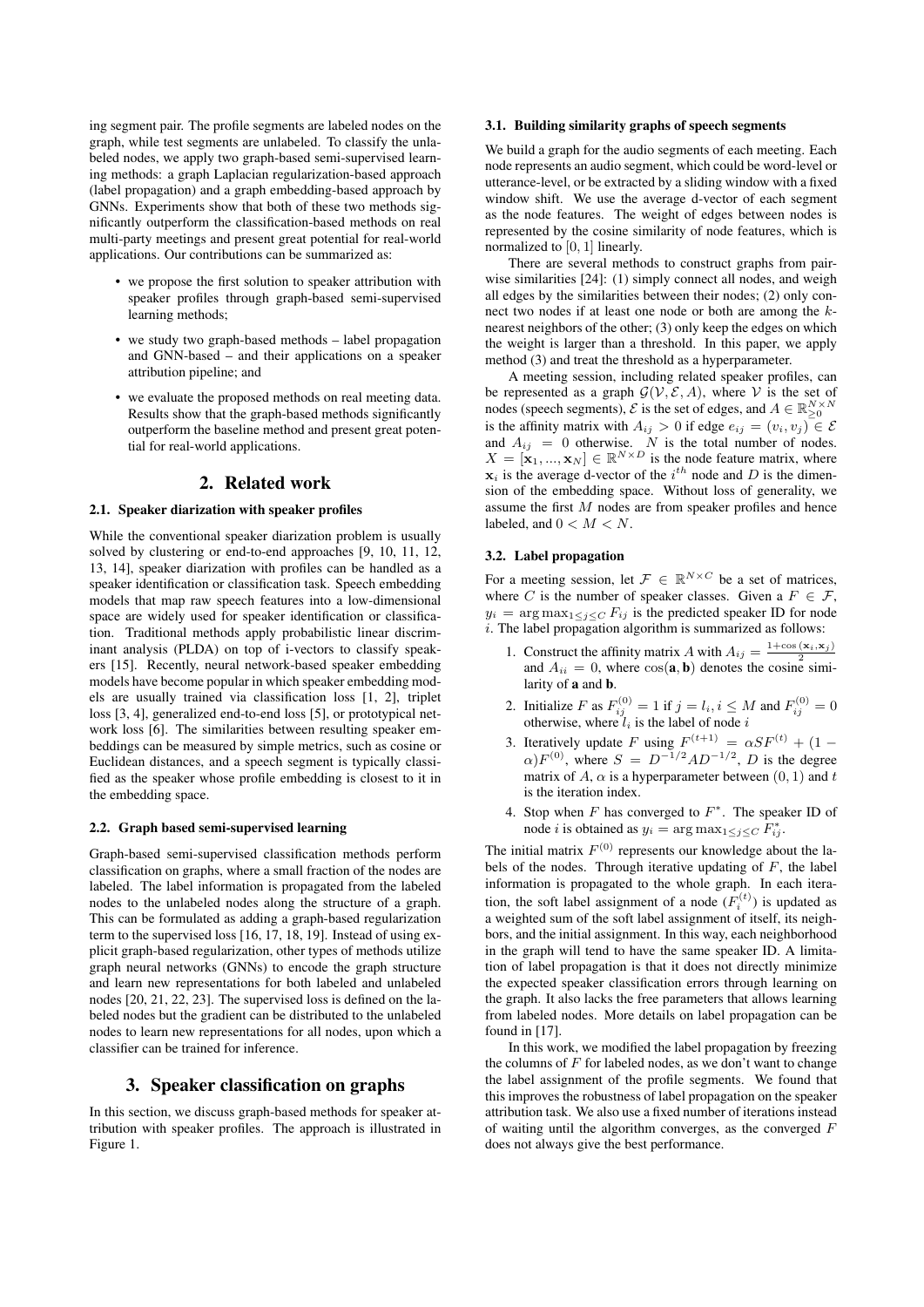ing segment pair. The profile segments are labeled nodes on the graph, while test segments are unlabeled. To classify the unlabeled nodes, we apply two graph-based semi-supervised learning methods: a graph Laplacian regularization-based approach (label propagation) and a graph embedding-based approach by GNNs. Experiments show that both of these two methods significantly outperform the classification-based methods on real multi-party meetings and present great potential for real-world applications. Our contributions can be summarized as:

- we propose the first solution to speaker attribution with speaker profiles through graph-based semi-supervised learning methods;
- we study two graph-based methods – label propagation and GNN-based – and their applications on a speaker attribution pipeline; and
- we evaluate the proposed methods on real meeting data. Results show that the graph-based methods significantly outperform the baseline method and present great potential for real-world applications.

# 2. Related work

### 2.1. Speaker diarization with speaker profiles

While the conventional speaker diarization problem is usually solved by clustering or end-to-end approaches [9, 10, 11, 12, 13, 14], speaker diarization with profiles can be handled as a speaker identification or classification task. Speech embedding models that map raw speech features into a low-dimensional space are widely used for speaker identification or classification. Traditional methods apply probabilistic linear discriminant analysis (PLDA) on top of i-vectors to classify speakers [15]. Recently, neural network-based speaker embedding models have become popular in which speaker embedding models are usually trained via classification loss [1, 2], triplet loss [3, 4], generalized end-to-end loss [5], or prototypical network loss [6]. The similarities between resulting speaker embeddings can be measured by simple metrics, such as cosine or Euclidean distances, and a speech segment is typically classified as the speaker whose profile embedding is closest to it in the embedding space.

### 2.2. Graph based semi-supervised learning

Graph-based semi-supervised classification methods perform classification on graphs, where a small fraction of the nodes are labeled. The label information is propagated from the labeled nodes to the unlabeled nodes along the structure of a graph. This can be formulated as adding a graph-based regularization term to the supervised loss [16, 17, 18, 19]. Instead of using explicit graph-based regularization, other types of methods utilize graph neural networks (GNNs) to encode the graph structure and learn new representations for both labeled and unlabeled nodes [20, 21, 22, 23]. The supervised loss is defined on the labeled nodes but the gradient can be distributed to the unlabeled nodes to learn new representations for all nodes, upon which a classifier can be trained for inference.

# 3. Speaker classification on graphs

In this section, we discuss graph-based methods for speaker attribution with speaker profiles. The approach is illustrated in Figure 1.

### 3.1. Building similarity graphs of speech segments

We build a graph for the audio segments of each meeting. Each node represents an audio segment, which could be word-level or utterance-level, or be extracted by a sliding window with a fixed window shift. We use the average d-vector of each segment as the node features. The weight of edges between nodes is represented by the cosine similarity of node features, which is normalized to $[0, 1]$ linearly.

There are several methods to construct graphs from pairwise similarities [24]: (1) simply connect all nodes, and weigh all edges by the similarities between their nodes; (2) only connect two nodes if at least one node or both are among the $k$-nearest neighbors of the other; (3) only keep the edges on which the weight is larger than a threshold. In this paper, we apply method (3) and treat the threshold as a hyperparameter.

A meeting session, including related speaker profiles, can be represented as a graph $\mathcal{G}(\mathcal{V}, \mathcal{E}, A)$, where $\mathcal{V}$ is the set of nodes (speech segments), $\mathcal{E}$ is the set of edges, and $A \in \mathbb{R}_{\geq 0}^{N \times N}$ is the affinity matrix with $A_{ij} > 0$ if edge $e_{ij} = (v_i, v_j) \in \mathcal{E}$ and $A_{ij} = 0$ otherwise. $N$ is the total number of nodes. $X = [\mathbf{x}_1, ..., \mathbf{x}_N] \in \mathbb{R}^{N \times D}$ is the node feature matrix, where $\mathbf{x}_i$ is the average d-vector of the $i^{th}$ node and $D$ is the dimension of the embedding space. Without loss of generality, we assume the first $M$ nodes are from speaker profiles and hence labeled, and $0 < M < N$.

### 3.2. Label propagation

For a meeting session, let $\mathcal{F} \in \mathbb{R}^{N \times C}$ be a set of matrices, where $C$ is the number of speaker classes. Given a $F \in \mathcal{F}$, $y_i = \arg\max_{1 \leq j \leq C} F_{ij}$ is the predicted speaker ID for node $i$. The label propagation algorithm is summarized as follows:

1. Construct the affinity matrix $A$ with $A_{ij} = \frac{1+\cos(\mathbf{x}_i, \mathbf{x}_j)}{2}$ and $A_{ii} = 0$, where $\cos(\mathbf{a}, \mathbf{b})$ denotes the cosine similarity of $\mathbf{a}$ and $\mathbf{b}$.
2. Initialize $F$ as $F_{ij}^{(0)} = 1$ if $j = l_i, i \leq M$ and $F_{ij}^{(0)} = 0$ otherwise, where $l_i$ is the label of node $i$
3. Iteratively update $F$ using $F^{(t+1)} = \alpha S F^{(t)} + (1 - \alpha) F^{(0)}$, where $S = D^{-1/2} A D^{-1/2}$, $D$ is the degree matrix of $A$, $\alpha$ is a hyperparameter between $(0, 1)$ and $t$ is the iteration index.
4. Stop when $F$ has converged to $F^*$. The speaker ID of node $i$ is obtained as $y_i = \arg\max_{1 \leq j \leq C} F_{ij}^*$.

The initial matrix $F^{(0)}$ represents our knowledge about the labels of the nodes. Through iterative updating of $F$, the label information is propagated to the whole graph. In each iteration, the soft label assignment of a node ($F_i^{(t)}$) is updated as a weighted sum of the soft label assignment of itself, its neighbors, and the initial assignment. In this way, each neighborhood in the graph will tend to have the same speaker ID. A limitation of label propagation is that it does not directly minimize the expected speaker classification errors through learning on the graph. It also lacks the free parameters that allows learning from labeled nodes. More details on label propagation can be found in [17].

In this work, we modified the label propagation by freezing the columns of $F$ for labeled nodes, as we don't want to change the label assignment of the profile segments. We found that this improves the robustness of label propagation on the speaker attribution task. We also use a fixed number of iterations instead of waiting until the algorithm converges, as the converged $F$ does not always give the best performance.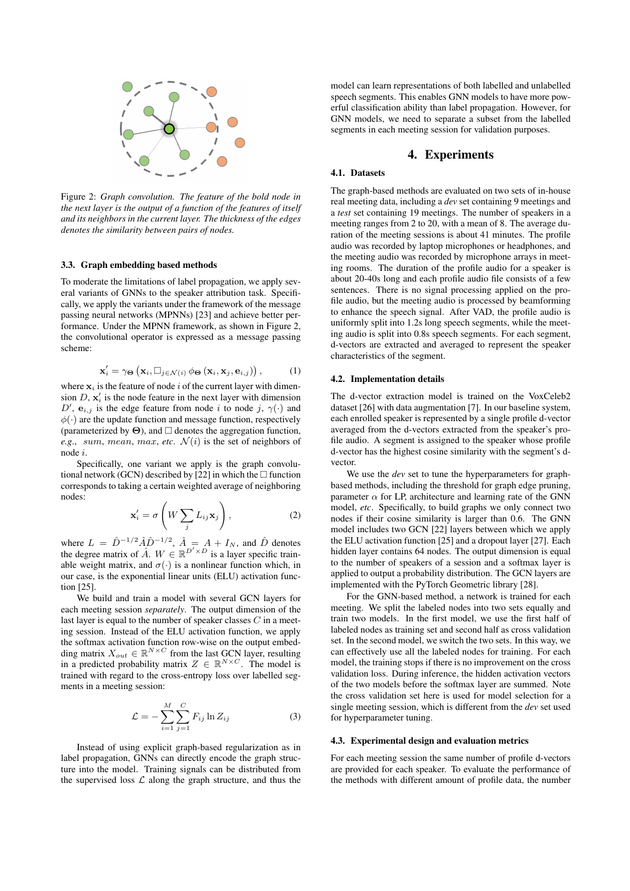Figure 2: *Graph convolution. The feature of the bold node in the next layer is the output of a function of the features of itself and its neighbors in the current layer. The thickness of the edges denotes the similarity between pairs of nodes.*

### 3.3. Graph embedding based methods

To moderate the limitations of label propagation, we apply several variants of GNNs to the speaker attribution task. Specifically, we apply the variants under the framework of the message passing neural networks (MPNNs) [23] and achieve better performance. Under the MPNN framework, as shown in Figure 2, the convolutional operator is expressed as a message passing scheme:

$$\mathbf{x}_i' = \gamma_{\mathbf{\Theta}}\left(\mathbf{x}_i, \square_{j\in\mathcal{N}(i)}\, \phi_{\mathbf{\Theta}}\left(\mathbf{x}_i, \mathbf{x}_j, \mathbf{e}_{i,j}\right)\right), \tag{1}$$

where $\mathbf{x}_i$ is the feature of node $i$ of the current layer with dimension $D$, $\mathbf{x}_i'$ is the node feature in the next layer with dimension $D'$, $\mathbf{e}_{i,j}$ is the edge feature from node $i$ to node $j$, $\gamma(\cdot)$ and $\phi(\cdot)$ are the update function and message function, respectively (parameterized by $\mathbf{\Theta}$), and $\square$ denotes the aggregation function, *e.g.*, $sum$, $mean$, $max$, *etc.* $\mathcal{N}(i)$ is the set of neighbors of node $i$.

Specifically, one variant we apply is the graph convolutional network (GCN) described by [22] in which the $\square$ function corresponds to taking a certain weighted average of neighboring nodes:

$$\mathbf{x}_i' = \sigma\left(W\sum_j L_{ij}\mathbf{x}_j\right), \tag{2}$$

where $L = \hat{D}^{-1/2}\hat{A}\hat{D}^{-1/2}$, $\hat{A} = A + I_N$, and $\hat{D}$ denotes the degree matrix of $\hat{A}$. $W \in \mathbb{R}^{D'\times D}$ is a layer specific trainable weight matrix, and $\sigma(\cdot)$ is a nonlinear function which, in our case, is the exponential linear units (ELU) activation function [25].

We build and train a model with several GCN layers for each meeting session *separately*. The output dimension of the last layer is equal to the number of speaker classes $C$ in a meeting session. Instead of the ELU activation function, we apply the softmax activation function row-wise on the output embedding matrix $X_{out} \in \mathbb{R}^{N\times C}$ from the last GCN layer, resulting in a predicted probability matrix $Z \in \mathbb{R}^{N\times C}$. The model is trained with regard to the cross-entropy loss over labelled segments in a meeting session:

$$\mathcal{L} = -\sum_{i=1}^{M}\sum_{j=1}^{C} F_{ij}\ln Z_{ij} \tag{3}$$

Instead of using explicit graph-based regularization as in label propagation, GNNs can directly encode the graph structure into the model. Training signals can be distributed from the supervised loss $\mathcal{L}$ along the graph structure, and thus the model can learn representations of both labelled and unlabelled speech segments. This enables GNN models to have more powerful classification ability than label propagation. However, for GNN models, we need to separate a subset from the labelled segments in each meeting session for validation purposes.

## 4. Experiments

### 4.1. Datasets

The graph-based methods are evaluated on two sets of in-house real meeting data, including a *dev* set containing 9 meetings and a *test* set containing 19 meetings. The number of speakers in a meeting ranges from 2 to 20, with a mean of 8. The average duration of the meeting sessions is about 41 minutes. The profile audio was recorded by laptop microphones or headphones, and the meeting audio was recorded by microphone arrays in meeting rooms. The duration of the profile audio for a speaker is about 20-40s long and each profile audio file consists of a few sentences. There is no signal processing applied on the profile audio, but the meeting audio is processed by beamforming to enhance the speech signal. After VAD, the profile audio is uniformly split into 1.2s long speech segments, while the meeting audio is split into 0.8s speech segments. For each segment, d-vectors are extracted and averaged to represent the speaker characteristics of the segment.

### 4.2. Implementation details

The d-vector extraction model is trained on the VoxCeleb2 dataset [26] with data augmentation [7]. In our baseline system, each enrolled speaker is represented by a single profile d-vector averaged from the d-vectors extracted from the speaker's profile audio. A segment is assigned to the speaker whose profile d-vector has the highest cosine similarity with the segment's d-vector.

We use the *dev* set to tune the hyperparameters for graph-based methods, including the threshold for graph edge pruning, parameter $\alpha$ for LP, architecture and learning rate of the GNN model, *etc*. Specifically, to build graphs we only connect two nodes if their cosine similarity is larger than 0.6. The GNN model includes two GCN [22] layers between which we apply the ELU activation function [25] and a dropout layer [27]. Each hidden layer contains 64 nodes. The output dimension is equal to the number of speakers of a session and a softmax layer is applied to output a probability distribution. The GCN layers are implemented with the PyTorch Geometric library [28].

For the GNN-based method, a network is trained for each meeting. We split the labeled nodes into two sets equally and train two models. In the first model, we use the first half of labeled nodes as training set and second half as cross validation set. In the second model, we switch the two sets. In this way, we can effectively use all the labeled nodes for training. For each model, the training stops if there is no improvement on the cross validation loss. During inference, the hidden activation vectors of the two models before the softmax layer are summed. Note the cross validation set here is used for model selection for a single meeting session, which is different from the *dev* set used for hyperparameter tuning.

### 4.3. Experimental design and evaluation metrics

For each meeting session the same number of profile d-vectors are provided for each speaker. To evaluate the performance of the methods with different amount of profile data, the number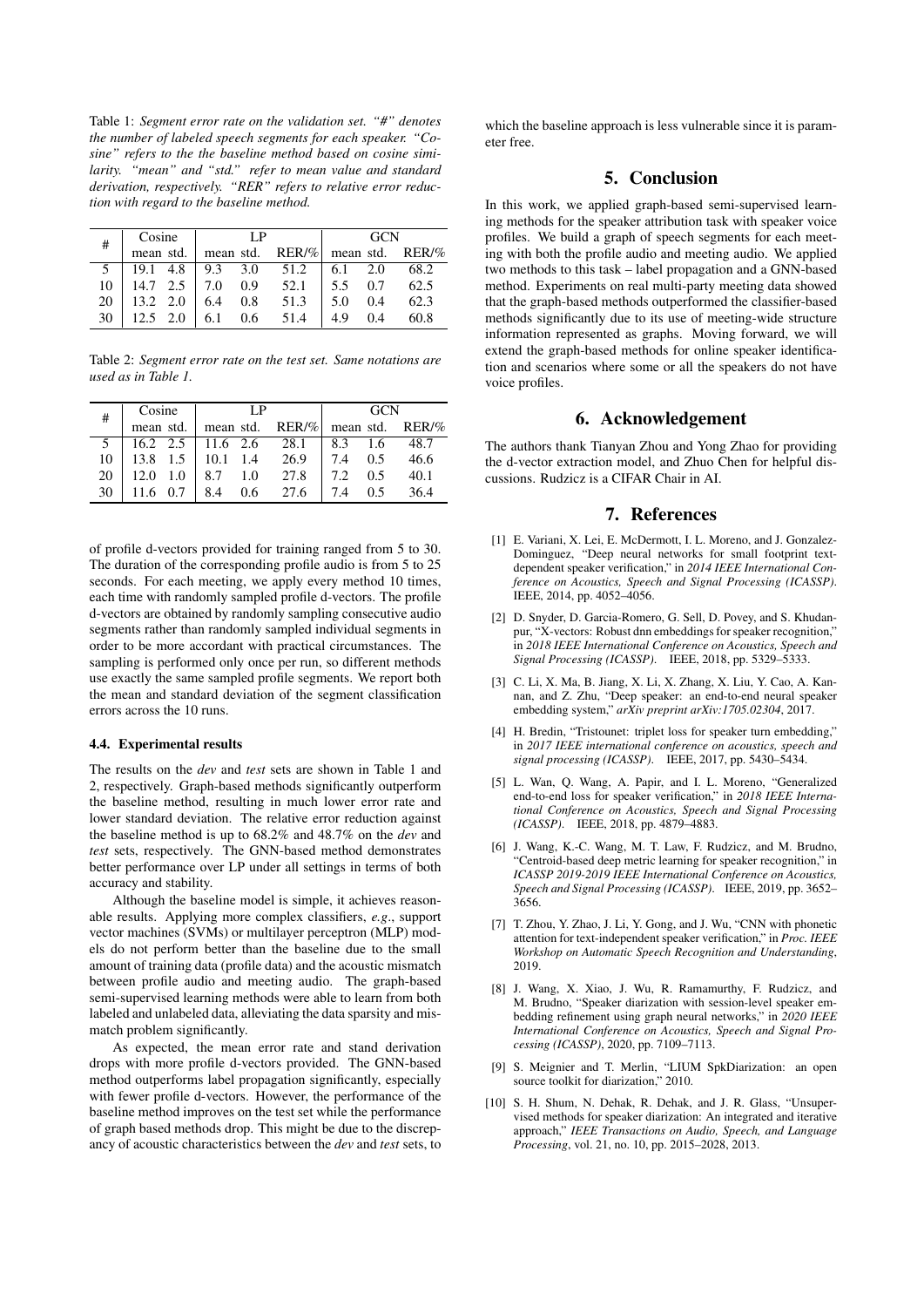Table 1: *Segment error rate on the validation set. "#" denotes the number of labeled speech segments for each speaker. "Cosine" refers to the the baseline method based on cosine similarity. "mean" and "std." refer to mean value and standard derivation, respectively. "RER" refers to relative error reduction with regard to the baseline method.*

| # | Cosine | | LP | | | GCN | | |
|---|---|---|---|---|---|---|---|---|
| | mean | std. | mean | std. | RER/% | mean | std. | RER/% |
| 5 | 19.1 | 4.8 | 9.3 | 3.0 | 51.2 | 6.1 | 2.0 | 68.2 |
| 10 | 14.7 | 2.5 | 7.0 | 0.9 | 52.1 | 5.5 | 0.7 | 62.5 |
| 20 | 13.2 | 2.0 | 6.4 | 0.8 | 51.3 | 5.0 | 0.4 | 62.3 |
| 30 | 12.5 | 2.0 | 6.1 | 0.6 | 51.4 | 4.9 | 0.4 | 60.8 |

Table 2: *Segment error rate on the test set. Same notations are used as in Table 1.*

| # | Cosine | | LP | | | GCN | | |
|---|---|---|---|---|---|---|---|---|
| | mean | std. | mean | std. | RER/% | mean | std. | RER/% |
| 5 | 16.2 | 2.5 | 11.6 | 2.6 | 28.1 | 8.3 | 1.6 | 48.7 |
| 10 | 13.8 | 1.5 | 10.1 | 1.4 | 26.9 | 7.4 | 0.5 | 46.6 |
| 20 | 12.0 | 1.0 | 8.7 | 1.0 | 27.8 | 7.2 | 0.5 | 40.1 |
| 30 | 11.6 | 0.7 | 8.4 | 0.6 | 27.6 | 7.4 | 0.5 | 36.4 |

of profile d-vectors provided for training ranged from 5 to 30. The duration of the corresponding profile audio is from 5 to 25 seconds. For each meeting, we apply every method 10 times, each time with randomly sampled profile d-vectors. The profile d-vectors are obtained by randomly sampling consecutive audio segments rather than randomly sampled individual segments in order to be more accordant with practical circumstances. The sampling is performed only once per run, so different methods use exactly the same sampled profile segments. We report both the mean and standard deviation of the segment classification errors across the 10 runs.

### 4.4. Experimental results

The results on the *dev* and *test* sets are shown in Table 1 and 2, respectively. Graph-based methods significantly outperform the baseline method, resulting in much lower error rate and lower standard deviation. The relative error reduction against the baseline method is up to 68.2% and 48.7% on the *dev* and *test* sets, respectively. The GNN-based method demonstrates better performance over LP under all settings in terms of both accuracy and stability.

Although the baseline model is simple, it achieves reasonable results. Applying more complex classifiers, *e.g.*, support vector machines (SVMs) or multilayer perceptron (MLP) models do not perform better than the baseline due to the small amount of training data (profile data) and the acoustic mismatch between profile audio and meeting audio. The graph-based semi-supervised learning methods were able to learn from both labeled and unlabeled data, alleviating the data sparsity and mismatch problem significantly.

As expected, the mean error rate and stand derivation drops with more profile d-vectors provided. The GNN-based method outperforms label propagation significantly, especially with fewer profile d-vectors. However, the performance of the baseline method improves on the test set while the performance of graph based methods drop. This might be due to the discrepancy of acoustic characteristics between the *dev* and *test* sets, to which the baseline approach is less vulnerable since it is parameter free.

## 5. Conclusion

In this work, we applied graph-based semi-supervised learning methods for the speaker attribution task with speaker voice profiles. We build a graph of speech segments for each meeting with both the profile audio and meeting audio. We applied two methods to this task – label propagation and a GNN-based method. Experiments on real multi-party meeting data showed that the graph-based methods outperformed the classifier-based methods significantly due to its use of meeting-wide structure information represented as graphs. Moving forward, we will extend the graph-based methods for online speaker identification and scenarios where some or all the speakers do not have voice profiles.

## 6. Acknowledgement

The authors thank Tianyan Zhou and Yong Zhao for providing the d-vector extraction model, and Zhuo Chen for helpful discussions. Rudzicz is a CIFAR Chair in AI.

## 7. References

[1] E. Variani, X. Lei, E. McDermott, I. L. Moreno, and J. Gonzalez-Dominguez, "Deep neural networks for small footprint text-dependent speaker verification," in *2014 IEEE International Conference on Acoustics, Speech and Signal Processing (ICASSP)*. IEEE, 2014, pp. 4052–4056.

[2] D. Snyder, D. Garcia-Romero, G. Sell, D. Povey, and S. Khudanpur, "X-vectors: Robust dnn embeddings for speaker recognition," in *2018 IEEE International Conference on Acoustics, Speech and Signal Processing (ICASSP)*. IEEE, 2018, pp. 5329–5333.

[3] C. Li, X. Ma, B. Jiang, X. Li, X. Zhang, X. Liu, Y. Cao, A. Kannan, and Z. Zhu, "Deep speaker: an end-to-end neural speaker embedding system," *arXiv preprint arXiv:1705.02304*, 2017.

[4] H. Bredin, "Tristounet: triplet loss for speaker turn embedding," in *2017 IEEE international conference on acoustics, speech and signal processing (ICASSP)*. IEEE, 2017, pp. 5430–5434.

[5] L. Wan, Q. Wang, A. Papir, and I. L. Moreno, "Generalized end-to-end loss for speaker verification," in *2018 IEEE International Conference on Acoustics, Speech and Signal Processing (ICASSP)*. IEEE, 2018, pp. 4879–4883.

[6] J. Wang, K.-C. Wang, M. T. Law, F. Rudzicz, and M. Brudno, "Centroid-based deep metric learning for speaker recognition," in *ICASSP 2019-2019 IEEE International Conference on Acoustics, Speech and Signal Processing (ICASSP)*. IEEE, 2019, pp. 3652–3656.

[7] T. Zhou, Y. Zhao, J. Li, Y. Gong, and J. Wu, "CNN with phonetic attention for text-independent speaker verification," in *Proc. IEEE Workshop on Automatic Speech Recognition and Understanding*, 2019.

[8] J. Wang, X. Xiao, J. Wu, R. Ramamurthy, F. Rudzicz, and M. Brudno, "Speaker diarization with session-level speaker embedding refinement using graph neural networks," in *2020 IEEE International Conference on Acoustics, Speech and Signal Processing (ICASSP)*, 2020, pp. 7109–7113.

[9] S. Meignier and T. Merlin, "LIUM SpkDiarization: an open source toolkit for diarization," 2010.

[10] S. H. Shum, N. Dehak, R. Dehak, and J. R. Glass, "Unsupervised methods for speaker diarization: An integrated and iterative approach," *IEEE Transactions on Audio, Speech, and Language Processing*, vol. 21, no. 10, pp. 2015–2028, 2013.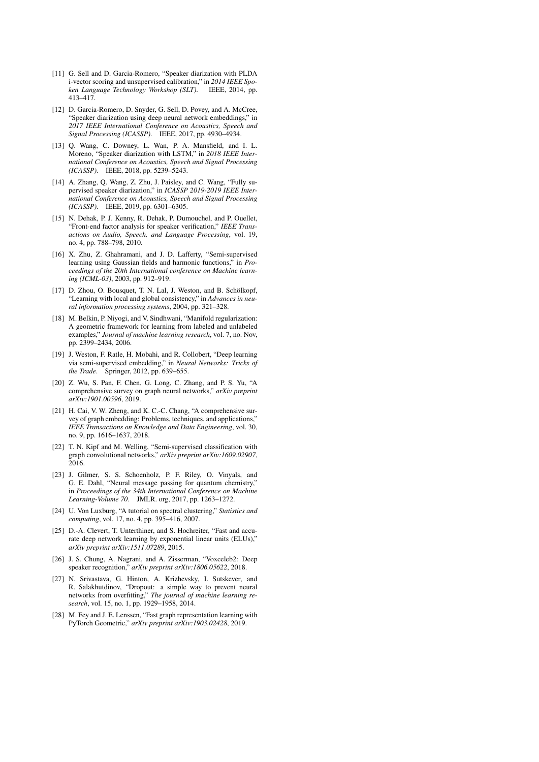[11] G. Sell and D. Garcia-Romero, "Speaker diarization with PLDA i-vector scoring and unsupervised calibration," in *2014 IEEE Spoken Language Technology Workshop (SLT)*. IEEE, 2014, pp. 413–417.

[12] D. Garcia-Romero, D. Snyder, G. Sell, D. Povey, and A. McCree, "Speaker diarization using deep neural network embeddings," in *2017 IEEE International Conference on Acoustics, Speech and Signal Processing (ICASSP)*. IEEE, 2017, pp. 4930–4934.

[13] Q. Wang, C. Downey, L. Wan, P. A. Mansfield, and I. L. Moreno, "Speaker diarization with LSTM," in *2018 IEEE International Conference on Acoustics, Speech and Signal Processing (ICASSP)*. IEEE, 2018, pp. 5239–5243.

[14] A. Zhang, Q. Wang, Z. Zhu, J. Paisley, and C. Wang, "Fully supervised speaker diarization," in *ICASSP 2019-2019 IEEE International Conference on Acoustics, Speech and Signal Processing (ICASSP)*. IEEE, 2019, pp. 6301–6305.

[15] N. Dehak, P. J. Kenny, R. Dehak, P. Dumouchel, and P. Ouellet, "Front-end factor analysis for speaker verification," *IEEE Transactions on Audio, Speech, and Language Processing*, vol. 19, no. 4, pp. 788–798, 2010.

[16] X. Zhu, Z. Ghahramani, and J. D. Lafferty, "Semi-supervised learning using Gaussian fields and harmonic functions," in *Proceedings of the 20th International conference on Machine learning (ICML-03)*, 2003, pp. 912–919.

[17] D. Zhou, O. Bousquet, T. N. Lal, J. Weston, and B. Schölkopf, "Learning with local and global consistency," in *Advances in neural information processing systems*, 2004, pp. 321–328.

[18] M. Belkin, P. Niyogi, and V. Sindhwani, "Manifold regularization: A geometric framework for learning from labeled and unlabeled examples," *Journal of machine learning research*, vol. 7, no. Nov, pp. 2399–2434, 2006.

[19] J. Weston, F. Ratle, H. Mobahi, and R. Collobert, "Deep learning via semi-supervised embedding," in *Neural Networks: Tricks of the Trade*. Springer, 2012, pp. 639–655.

[20] Z. Wu, S. Pan, F. Chen, G. Long, C. Zhang, and P. S. Yu, "A comprehensive survey on graph neural networks," *arXiv preprint arXiv:1901.00596*, 2019.

[21] H. Cai, V. W. Zheng, and K. C.-C. Chang, "A comprehensive survey of graph embedding: Problems, techniques, and applications," *IEEE Transactions on Knowledge and Data Engineering*, vol. 30, no. 9, pp. 1616–1637, 2018.

[22] T. N. Kipf and M. Welling, "Semi-supervised classification with graph convolutional networks," *arXiv preprint arXiv:1609.02907*, 2016.

[23] J. Gilmer, S. S. Schoenholz, P. F. Riley, O. Vinyals, and G. E. Dahl, "Neural message passing for quantum chemistry," in *Proceedings of the 34th International Conference on Machine Learning-Volume 70*. JMLR. org, 2017, pp. 1263–1272.

[24] U. Von Luxburg, "A tutorial on spectral clustering," *Statistics and computing*, vol. 17, no. 4, pp. 395–416, 2007.

[25] D.-A. Clevert, T. Unterthiner, and S. Hochreiter, "Fast and accurate deep network learning by exponential linear units (ELUs)," *arXiv preprint arXiv:1511.07289*, 2015.

[26] J. S. Chung, A. Nagrani, and A. Zisserman, "Voxceleb2: Deep speaker recognition," *arXiv preprint arXiv:1806.05622*, 2018.

[27] N. Srivastava, G. Hinton, A. Krizhevsky, I. Sutskever, and R. Salakhutdinov, "Dropout: a simple way to prevent neural networks from overfitting," *The journal of machine learning research*, vol. 15, no. 1, pp. 1929–1958, 2014.

[28] M. Fey and J. E. Lenssen, "Fast graph representation learning with PyTorch Geometric," *arXiv preprint arXiv:1903.02428*, 2019.